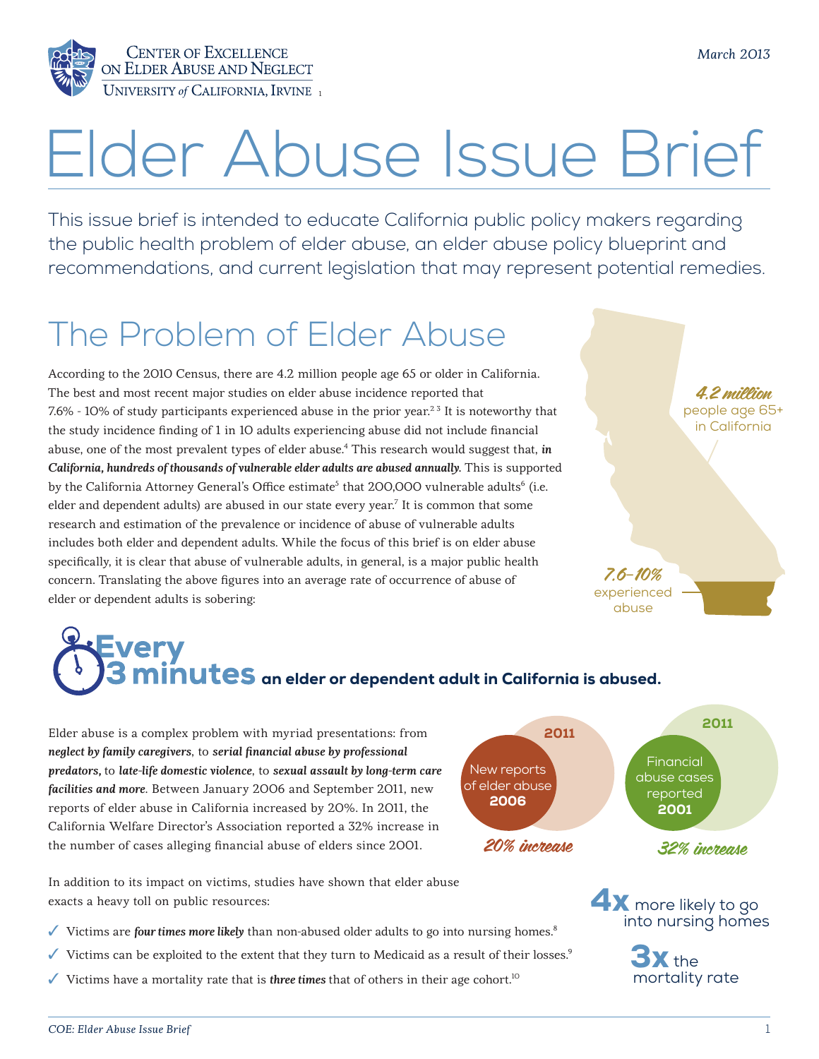Center of Excellence on Elder Abuse and Neglect
University *of* California, Irvine [1]

*March 2013*

# Elder Abuse Issue Brief

This issue brief is intended to educate California public policy makers regarding the public health problem of elder abuse, an elder abuse policy blueprint and recommendations, and current legislation that may represent potential remedies.

## The Problem of Elder Abuse

According to the 2010 Census, there are 4.2 million people age 65 or older in California. The best and most recent major studies on elder abuse incidence reported that 7.6% - 10% of study participants experienced abuse in the prior year.[2 3] It is noteworthy that the study incidence finding of 1 in 10 adults experiencing abuse did not include financial abuse, one of the most prevalent types of elder abuse.[4] This research would suggest that, ***in California, hundreds of thousands of vulnerable elder adults are abused annually.*** This is supported by the California Attorney General's Office estimate[5] that 200,000 vulnerable adults[6] (i.e. elder and dependent adults) are abused in our state every year.[7] It is common that some research and estimation of the prevalence or incidence of abuse of vulnerable adults includes both elder and dependent adults. While the focus of this brief is on elder abuse specifically, it is clear that abuse of vulnerable adults, in general, is a major public health concern. Translating the above figures into an average rate of occurrence of abuse of elder or dependent adults is sobering:

*4.2 million* people age 65+ in California

*7.6-10%* experienced abuse

**Every 3 minutes an elder or dependent adult in California is abused.**

Elder abuse is a complex problem with myriad presentations: from ***neglect by family caregivers***, to ***serial financial abuse by professional predators***, to ***late-life domestic violence***, to ***sexual assault by long-term care facilities and more***. Between January 2006 and September 2011, new reports of elder abuse in California increased by 20%. In 2011, the California Welfare Director's Association reported a 32% increase in the number of cases alleging financial abuse of elders since 2001.

New reports of elder abuse **2006** → **2011**: *20% increase*

Financial abuse cases reported **2001** → **2011**: *32% increase*

In addition to its impact on victims, studies have shown that elder abuse exacts a heavy toll on public resources:

- ✓ Victims are ***four times more likely*** than non-abused older adults to go into nursing homes.[8]
- ✓ Victims can be exploited to the extent that they turn to Medicaid as a result of their losses.[9]
- ✓ Victims have a mortality rate that is ***three times*** that of others in their age cohort.[10]

**4x** more likely to go into nursing homes

**3x** the mortality rate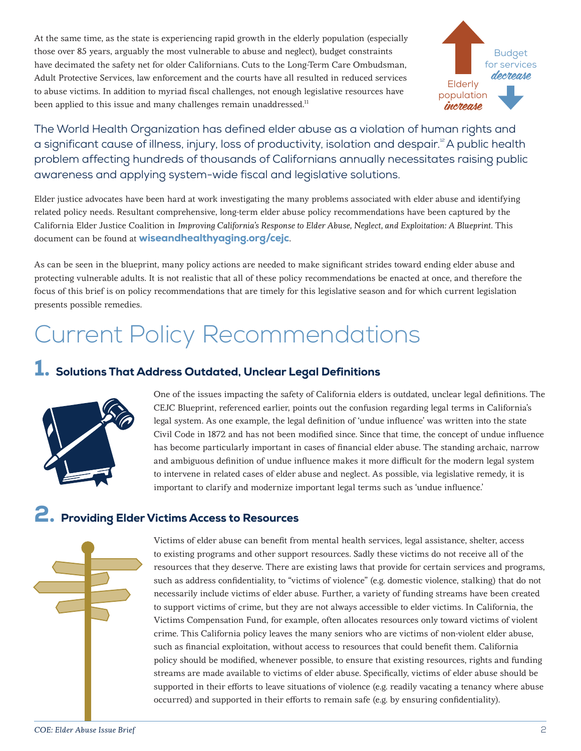At the same time, as the state is experiencing rapid growth in the elderly population (especially those over 85 years, arguably the most vulnerable to abuse and neglect), budget constraints have decimated the safety net for older Californians. Cuts to the Long-Term Care Ombudsman, Adult Protective Services, law enforcement and the courts have all resulted in reduced services to abuse victims. In addition to myriad fiscal challenges, not enough legislative resources have been applied to this issue and many challenges remain unaddressed.[11]

Elderly population *increase*

Budget for services *decrease*

The World Health Organization has defined elder abuse as a violation of human rights and a significant cause of illness, injury, loss of productivity, isolation and despair.[12] A public health problem affecting hundreds of thousands of Californians annually necessitates raising public awareness and applying system-wide fiscal and legislative solutions.

Elder justice advocates have been hard at work investigating the many problems associated with elder abuse and identifying related policy needs. Resultant comprehensive, long-term elder abuse policy recommendations have been captured by the California Elder Justice Coalition in *Improving California's Response to Elder Abuse, Neglect, and Exploitation: A Blueprint.* This document can be found at **wiseandhealthyaging.org/cejc**.

As can be seen in the blueprint, many policy actions are needed to make significant strides toward ending elder abuse and protecting vulnerable adults. It is not realistic that all of these policy recommendations be enacted at once, and therefore the focus of this brief is on policy recommendations that are timely for this legislative season and for which current legislation presents possible remedies.

# Current Policy Recommendations

## 1. Solutions That Address Outdated, Unclear Legal Definitions

One of the issues impacting the safety of California elders is outdated, unclear legal definitions. The CEJC Blueprint, referenced earlier, points out the confusion regarding legal terms in California's legal system. As one example, the legal definition of 'undue influence' was written into the state Civil Code in 1872 and has not been modified since. Since that time, the concept of undue influence has become particularly important in cases of financial elder abuse. The standing archaic, narrow and ambiguous definition of undue influence makes it more difficult for the modern legal system to intervene in related cases of elder abuse and neglect. As possible, via legislative remedy, it is important to clarify and modernize important legal terms such as 'undue influence.'

## 2. Providing Elder Victims Access to Resources

Victims of elder abuse can benefit from mental health services, legal assistance, shelter, access to existing programs and other support resources. Sadly these victims do not receive all of the resources that they deserve. There are existing laws that provide for certain services and programs, such as address confidentiality, to "victims of violence" (e.g. domestic violence, stalking) that do not necessarily include victims of elder abuse. Further, a variety of funding streams have been created to support victims of crime, but they are not always accessible to elder victims. In California, the Victims Compensation Fund, for example, often allocates resources only toward victims of violent crime. This California policy leaves the many seniors who are victims of non-violent elder abuse, such as financial exploitation, without access to resources that could benefit them. California policy should be modified, whenever possible, to ensure that existing resources, rights and funding streams are made available to victims of elder abuse. Specifically, victims of elder abuse should be supported in their efforts to leave situations of violence (e.g. readily vacating a tenancy where abuse occurred) and supported in their efforts to remain safe (e.g. by ensuring confidentiality).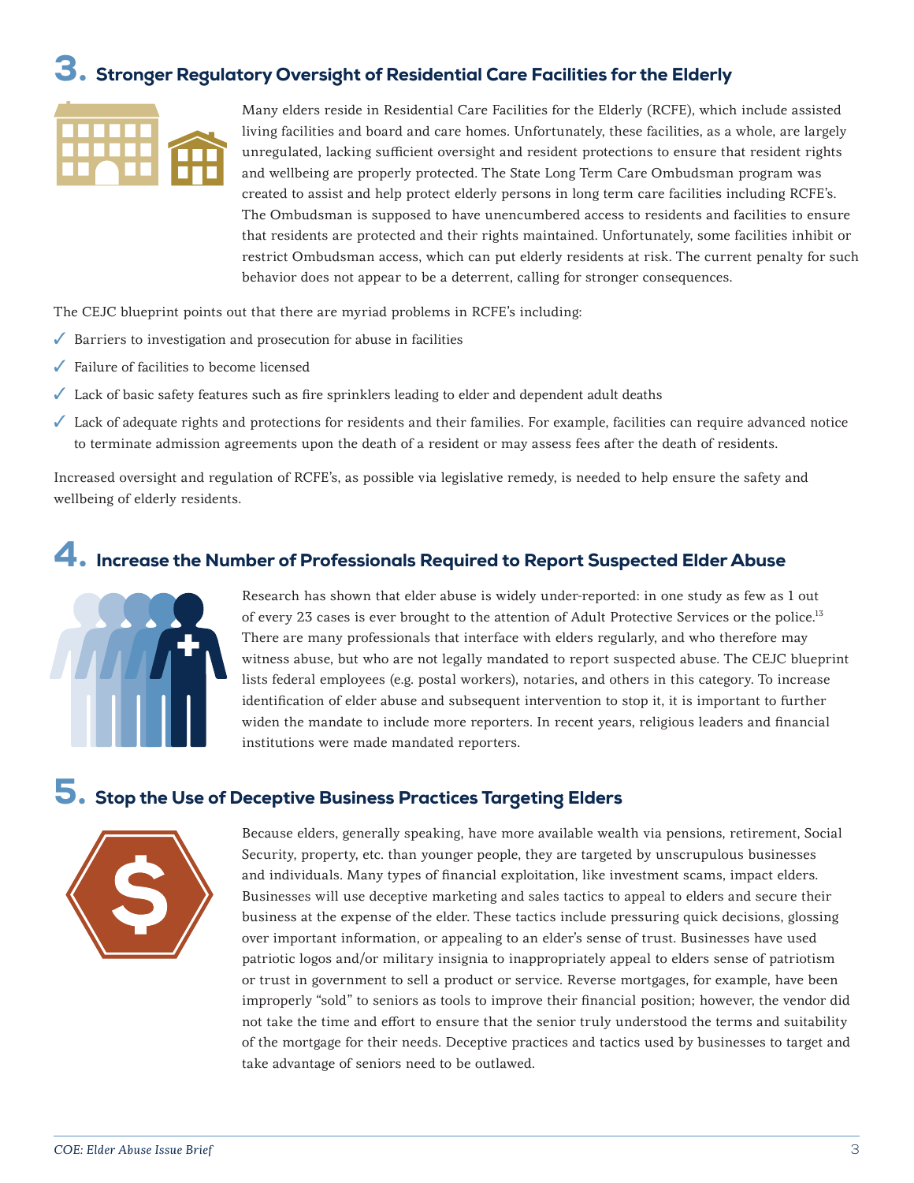## 3. Stronger Regulatory Oversight of Residential Care Facilities for the Elderly

Many elders reside in Residential Care Facilities for the Elderly (RCFE), which include assisted living facilities and board and care homes. Unfortunately, these facilities, as a whole, are largely unregulated, lacking sufficient oversight and resident protections to ensure that resident rights and wellbeing are properly protected. The State Long Term Care Ombudsman program was created to assist and help protect elderly persons in long term care facilities including RCFE's. The Ombudsman is supposed to have unencumbered access to residents and facilities to ensure that residents are protected and their rights maintained. Unfortunately, some facilities inhibit or restrict Ombudsman access, which can put elderly residents at risk. The current penalty for such behavior does not appear to be a deterrent, calling for stronger consequences.

The CEJC blueprint points out that there are myriad problems in RCFE's including:

- ✓ Barriers to investigation and prosecution for abuse in facilities
- ✓ Failure of facilities to become licensed
- ✓ Lack of basic safety features such as fire sprinklers leading to elder and dependent adult deaths
- ✓ Lack of adequate rights and protections for residents and their families. For example, facilities can require advanced notice to terminate admission agreements upon the death of a resident or may assess fees after the death of residents.

Increased oversight and regulation of RCFE's, as possible via legislative remedy, is needed to help ensure the safety and wellbeing of elderly residents.

## 4. Increase the Number of Professionals Required to Report Suspected Elder Abuse

Research has shown that elder abuse is widely under-reported: in one study as few as 1 out of every 23 cases is ever brought to the attention of Adult Protective Services or the police.[13] There are many professionals that interface with elders regularly, and who therefore may witness abuse, but who are not legally mandated to report suspected abuse. The CEJC blueprint lists federal employees (e.g. postal workers), notaries, and others in this category. To increase identification of elder abuse and subsequent intervention to stop it, it is important to further widen the mandate to include more reporters. In recent years, religious leaders and financial institutions were made mandated reporters.

## 5. Stop the Use of Deceptive Business Practices Targeting Elders

Because elders, generally speaking, have more available wealth via pensions, retirement, Social Security, property, etc. than younger people, they are targeted by unscrupulous businesses and individuals. Many types of financial exploitation, like investment scams, impact elders. Businesses will use deceptive marketing and sales tactics to appeal to elders and secure their business at the expense of the elder. These tactics include pressuring quick decisions, glossing over important information, or appealing to an elder's sense of trust. Businesses have used patriotic logos and/or military insignia to inappropriately appeal to elders sense of patriotism or trust in government to sell a product or service. Reverse mortgages, for example, have been improperly "sold" to seniors as tools to improve their financial position; however, the vendor did not take the time and effort to ensure that the senior truly understood the terms and suitability of the mortgage for their needs. Deceptive practices and tactics used by businesses to target and take advantage of seniors need to be outlawed.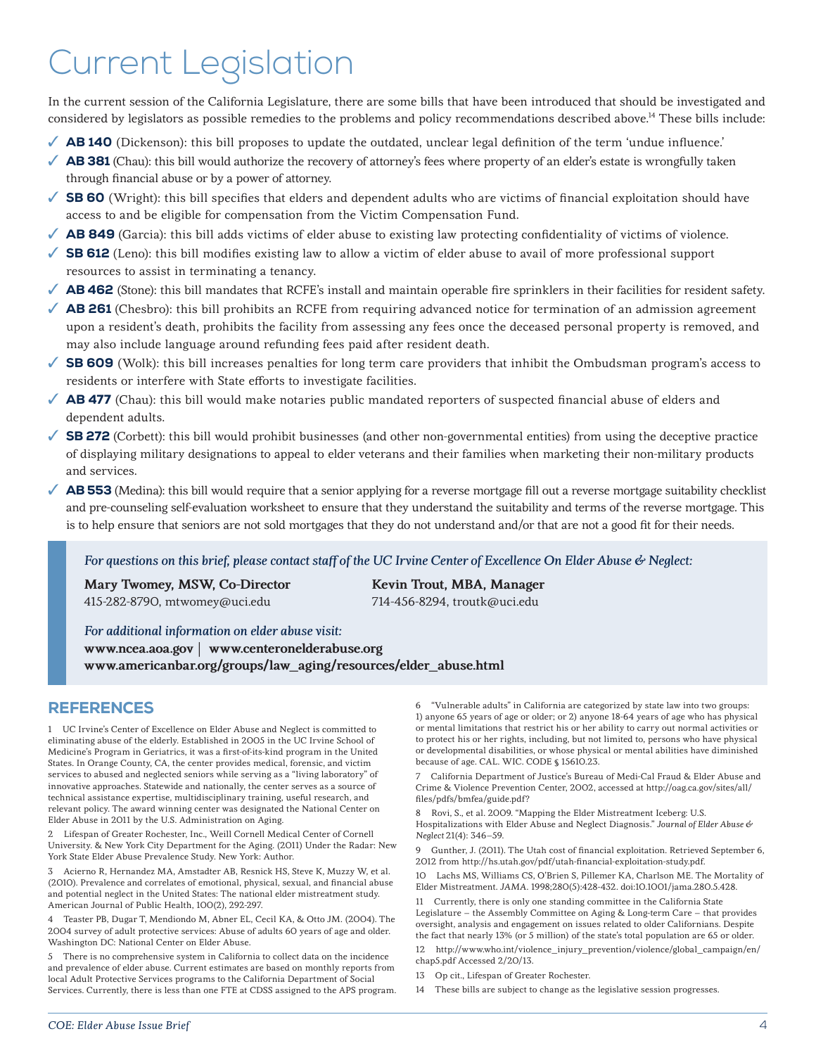# Current Legislation

In the current session of the California Legislature, there are some bills that have been introduced that should be investigated and considered by legislators as possible remedies to the problems and policy recommendations described above.[14] These bills include:

- ✓ **AB 140** (Dickenson): this bill proposes to update the outdated, unclear legal definition of the term 'undue influence.'
- ✓ **AB 381** (Chau): this bill would authorize the recovery of attorney's fees where property of an elder's estate is wrongfully taken through financial abuse or by a power of attorney.
- ✓ **SB 60** (Wright): this bill specifies that elders and dependent adults who are victims of financial exploitation should have access to and be eligible for compensation from the Victim Compensation Fund.
- ✓ **AB 849** (Garcia): this bill adds victims of elder abuse to existing law protecting confidentiality of victims of violence.
- ✓ **SB 612** (Leno): this bill modifies existing law to allow a victim of elder abuse to avail of more professional support resources to assist in terminating a tenancy.
- ✓ **AB 462** (Stone): this bill mandates that RCFE's install and maintain operable fire sprinklers in their facilities for resident safety.
- ✓ **AB 261** (Chesbro): this bill prohibits an RCFE from requiring advanced notice for termination of an admission agreement upon a resident's death, prohibits the facility from assessing any fees once the deceased personal property is removed, and may also include language around refunding fees paid after resident death.
- ✓ **SB 609** (Wolk): this bill increases penalties for long term care providers that inhibit the Ombudsman program's access to residents or interfere with State efforts to investigate facilities.
- ✓ **AB 477** (Chau): this bill would make notaries public mandated reporters of suspected financial abuse of elders and dependent adults.
- ✓ **SB 272** (Corbett): this bill would prohibit businesses (and other non-governmental entities) from using the deceptive practice of displaying military designations to appeal to elder veterans and their families when marketing their non-military products and services.
- ✓ **AB 553** (Medina): this bill would require that a senior applying for a reverse mortgage fill out a reverse mortgage suitability checklist and pre-counseling self-evaluation worksheet to ensure that they understand the suitability and terms of the reverse mortgage. This is to help ensure that seniors are not sold mortgages that they do not understand and/or that are not a good fit for their needs.

*For questions on this brief, please contact staff of the UC Irvine Center of Excellence On Elder Abuse & Neglect:*

**Mary Twomey, MSW, Co-Director**
415-282-8790, mtwomey@uci.edu

**Kevin Trout, MBA, Manager**
714-456-8294, troutk@uci.edu

*For additional information on elder abuse visit:*
**www.ncea.aoa.gov** | **www.centeronelderabuse.org**
**www.americanbar.org/groups/law_aging/resources/elder_abuse.html**

## REFERENCES

1 UC Irvine's Center of Excellence on Elder Abuse and Neglect is committed to eliminating abuse of the elderly. Established in 2005 in the UC Irvine School of Medicine's Program in Geriatrics, it was a first-of-its-kind program in the United States. In Orange County, CA, the center provides medical, forensic, and victim services to abused and neglected seniors while serving as a "living laboratory" of innovative approaches. Statewide and nationally, the center serves as a source of technical assistance expertise, multidisciplinary training, useful research, and relevant policy. The award winning center was designated the National Center on Elder Abuse in 2011 by the U.S. Administration on Aging.

2 Lifespan of Greater Rochester, Inc., Weill Cornell Medical Center of Cornell University. & New York City Department for the Aging. (2011) Under the Radar: New York State Elder Abuse Prevalence Study. New York: Author.

3 Acierno R, Hernandez MA, Amstadter AB, Resnick HS, Steve K, Muzzy W, et al. (2010). Prevalence and correlates of emotional, physical, sexual, and financial abuse and potential neglect in the United States: The national elder mistreatment study. American Journal of Public Health, 100(2), 292-297.

4 Teaster PB, Dugar T, Mendiondo M, Abner EL, Cecil KA, & Otto JM. (2004). The 2004 survey of adult protective services: Abuse of adults 60 years of age and older. Washington DC: National Center on Elder Abuse.

5 There is no comprehensive system in California to collect data on the incidence and prevalence of elder abuse. Current estimates are based on monthly reports from local Adult Protective Services programs to the California Department of Social Services. Currently, there is less than one FTE at CDSS assigned to the APS program.

6 "Vulnerable adults" in California are categorized by state law into two groups: 1) anyone 65 years of age or older; or 2) anyone 18-64 years of age who has physical or mental limitations that restrict his or her ability to carry out normal activities or to protect his or her rights, including, but not limited to, persons who have physical or developmental disabilities, or whose physical or mental abilities have diminished because of age. CAL. WIC. CODE § 15610.23.

7 California Department of Justice's Bureau of Medi-Cal Fraud & Elder Abuse and Crime & Violence Prevention Center, 2002, accessed at http://oag.ca.gov/sites/all/files/pdfs/bmfea/guide.pdf?

8 Rovi, S., et al. 2009. "Mapping the Elder Mistreatment Iceberg: U.S. Hospitalizations with Elder Abuse and Neglect Diagnosis." *Journal of Elder Abuse & Neglect* 21(4): 346–59.

9 Gunther, J. (2011). The Utah cost of financial exploitation. Retrieved September 6, 2012 from http://hs.utah.gov/pdf/utah-financial-exploitation-study.pdf.

10 Lachs MS, Williams CS, O'Brien S, Pillemer KA, Charlson ME. The Mortality of Elder Mistreatment. JAMA. 1998;280(5):428-432. doi:10.1001/jama.280.5.428.

11 Currently, there is only one standing committee in the California State Legislature – the Assembly Committee on Aging & Long-term Care – that provides oversight, analysis and engagement on issues related to older Californians. Despite the fact that nearly 13% (or 5 million) of the state's total population are 65 or older.

12 http://www.who.int/violence_injury_prevention/violence/global_campaign/en/chap5.pdf Accessed 2/20/13.

13 Op cit., Lifespan of Greater Rochester.

14 These bills are subject to change as the legislative session progresses.